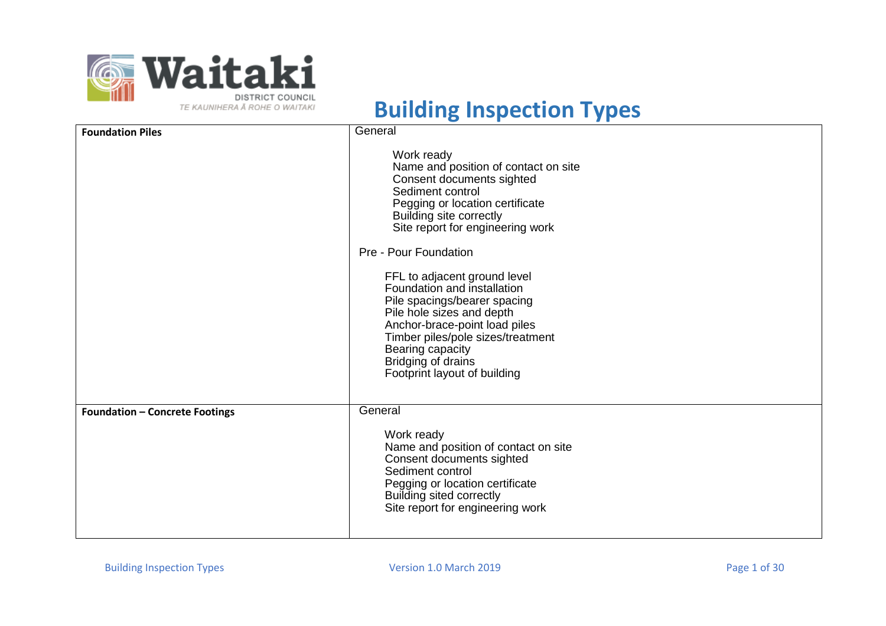Waitaki DISTRICT COUNCIL
TE KAUNIHERA Ā ROHE O WAITAKI

# Building Inspection Types

| | |
|---|---|
| **Foundation Piles** | General<br><br>Work ready<br>Name and position of contact on site<br>Consent documents sighted<br>Sediment control<br>Pegging or location certificate<br>Building site correctly<br>Site report for engineering work<br><br>Pre - Pour Foundation<br><br>FFL to adjacent ground level<br>Foundation and installation<br>Pile spacings/bearer spacing<br>Pile hole sizes and depth<br>Anchor-brace-point load piles<br>Timber piles/pole sizes/treatment<br>Bearing capacity<br>Bridging of drains<br>Footprint layout of building |
| **Foundation – Concrete Footings** | General<br><br>Work ready<br>Name and position of contact on site<br>Consent documents sighted<br>Sediment control<br>Pegging or location certificate<br>Building sited correctly<br>Site report for engineering work |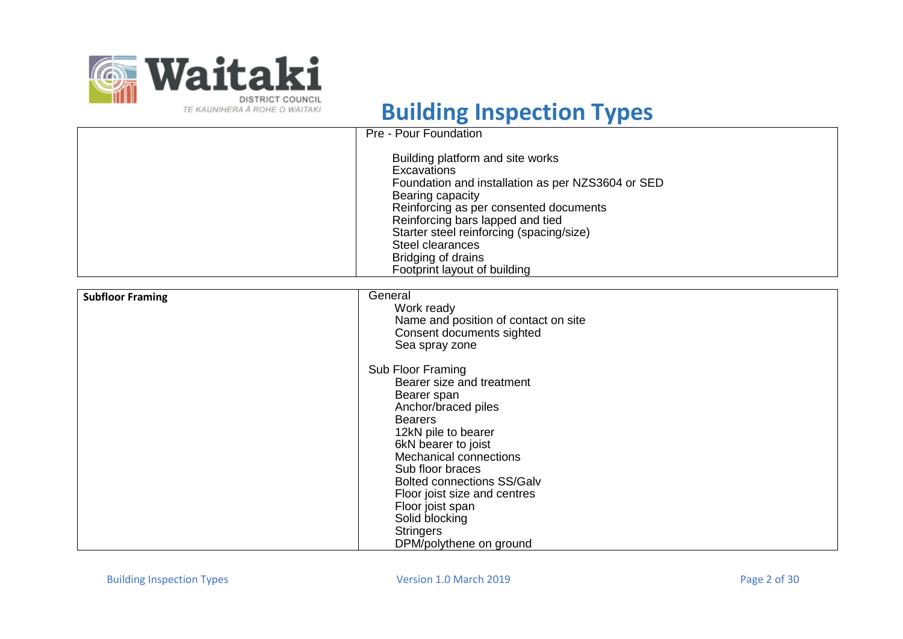# Building Inspection Types

| | Pre - Pour Foundation<br><br>Building platform and site works<br>Excavations<br>Foundation and installation as per NZS3604 or SED<br>Bearing capacity<br>Reinforcing as per consented documents<br>Reinforcing bars lapped and tied<br>Starter steel reinforcing (spacing/size)<br>Steel clearances<br>Bridging of drains<br>Footprint layout of building |
|---|---|

| **Subfloor Framing** | General<br>Work ready<br>Name and position of contact on site<br>Consent documents sighted<br>Sea spray zone<br><br>Sub Floor Framing<br>Bearer size and treatment<br>Bearer span<br>Anchor/braced piles<br>Bearers<br>12kN pile to bearer<br>6kN bearer to joist<br>Mechanical connections<br>Sub floor braces<br>Bolted connections SS/Galv<br>Floor joist size and centres<br>Floor joist span<br>Solid blocking<br>Stringers<br>DPM/polythene on ground |
|---|---|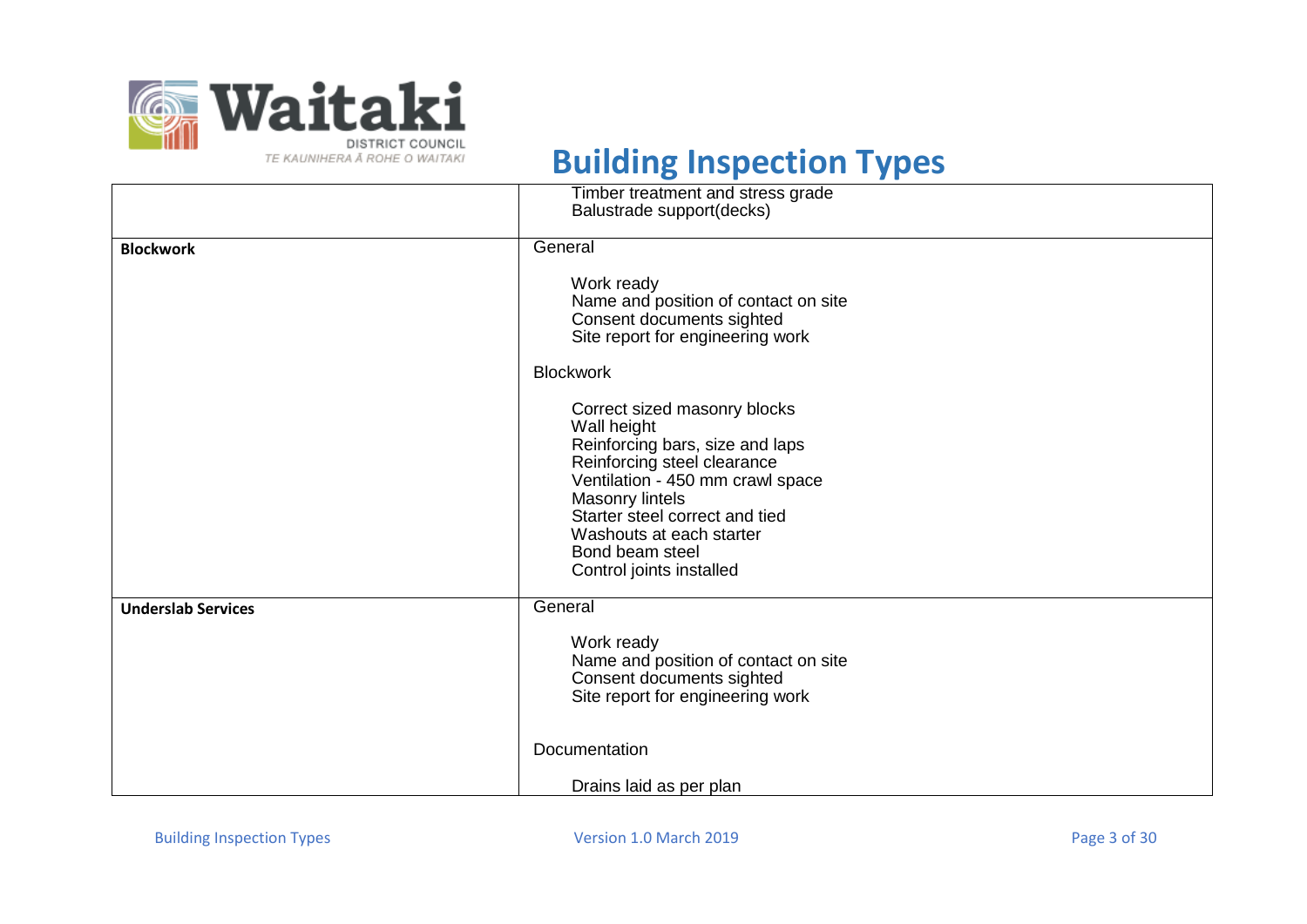# Building Inspection Types

| | |
|---|---|
| | Timber treatment and stress grade<br>Balustrade support(decks) |
| **Blockwork** | General<br><br>Work ready<br>Name and position of contact on site<br>Consent documents sighted<br>Site report for engineering work<br><br>Blockwork<br><br>Correct sized masonry blocks<br>Wall height<br>Reinforcing bars, size and laps<br>Reinforcing steel clearance<br>Ventilation - 450 mm crawl space<br>Masonry lintels<br>Starter steel correct and tied<br>Washouts at each starter<br>Bond beam steel<br>Control joints installed |
| **Underslab Services** | General<br><br>Work ready<br>Name and position of contact on site<br>Consent documents sighted<br>Site report for engineering work<br><br>Documentation<br><br>Drains laid as per plan |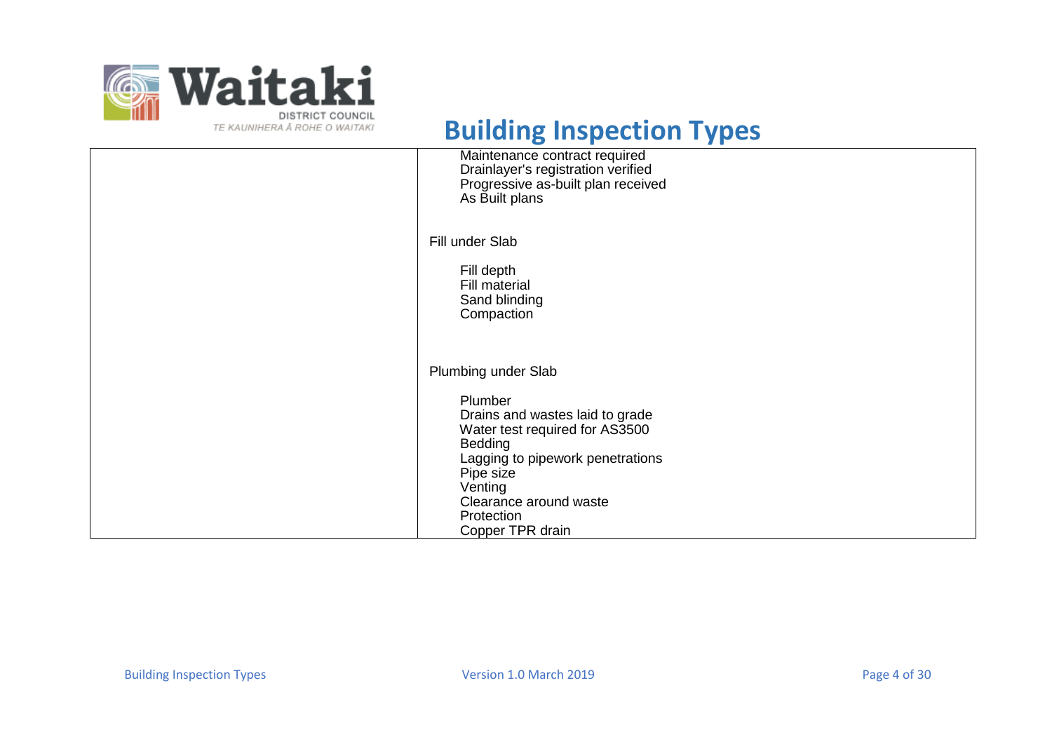| | |
|---|---|
| | Maintenance contract required<br>Drainlayer's registration verified<br>Progressive as-built plan received<br>As Built plans<br><br>Fill under Slab<br><br>Fill depth<br>Fill material<br>Sand blinding<br>Compaction<br><br>Plumbing under Slab<br><br>Plumber<br>Drains and wastes laid to grade<br>Water test required for AS3500<br>Bedding<br>Lagging to pipework penetrations<br>Pipe size<br>Venting<br>Clearance around waste<br>Protection<br>Copper TPR drain |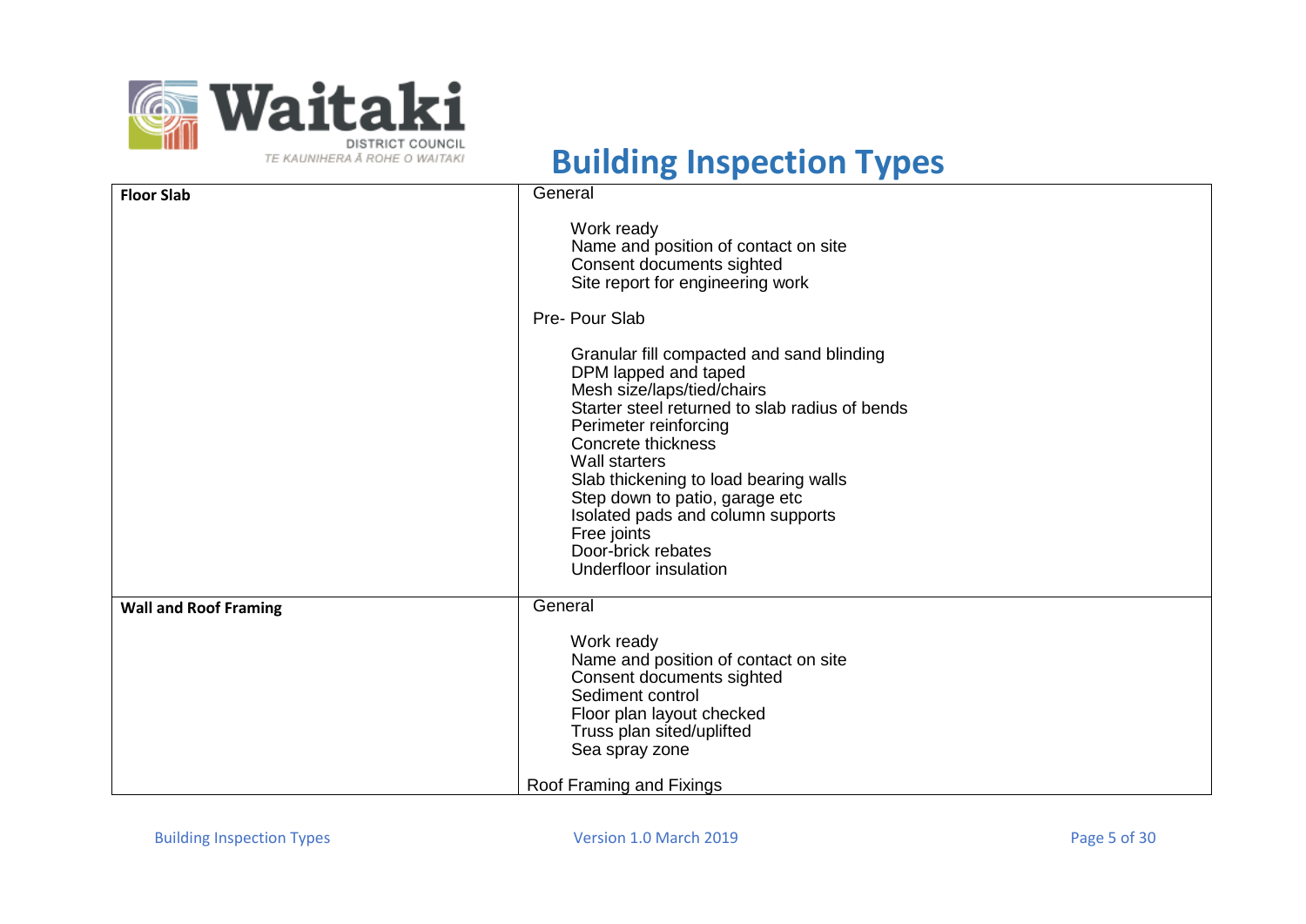# Building Inspection Types

| | |
|---|---|
| **Floor Slab** | General<br><br>Work ready<br>Name and position of contact on site<br>Consent documents sighted<br>Site report for engineering work<br><br>Pre- Pour Slab<br><br>Granular fill compacted and sand blinding<br>DPM lapped and taped<br>Mesh size/laps/tied/chairs<br>Starter steel returned to slab radius of bends<br>Perimeter reinforcing<br>Concrete thickness<br>Wall starters<br>Slab thickening to load bearing walls<br>Step down to patio, garage etc<br>Isolated pads and column supports<br>Free joints<br>Door-brick rebates<br>Underfloor insulation |
| **Wall and Roof Framing** | General<br><br>Work ready<br>Name and position of contact on site<br>Consent documents sighted<br>Sediment control<br>Floor plan layout checked<br>Truss plan sited/uplifted<br>Sea spray zone<br><br>Roof Framing and Fixings |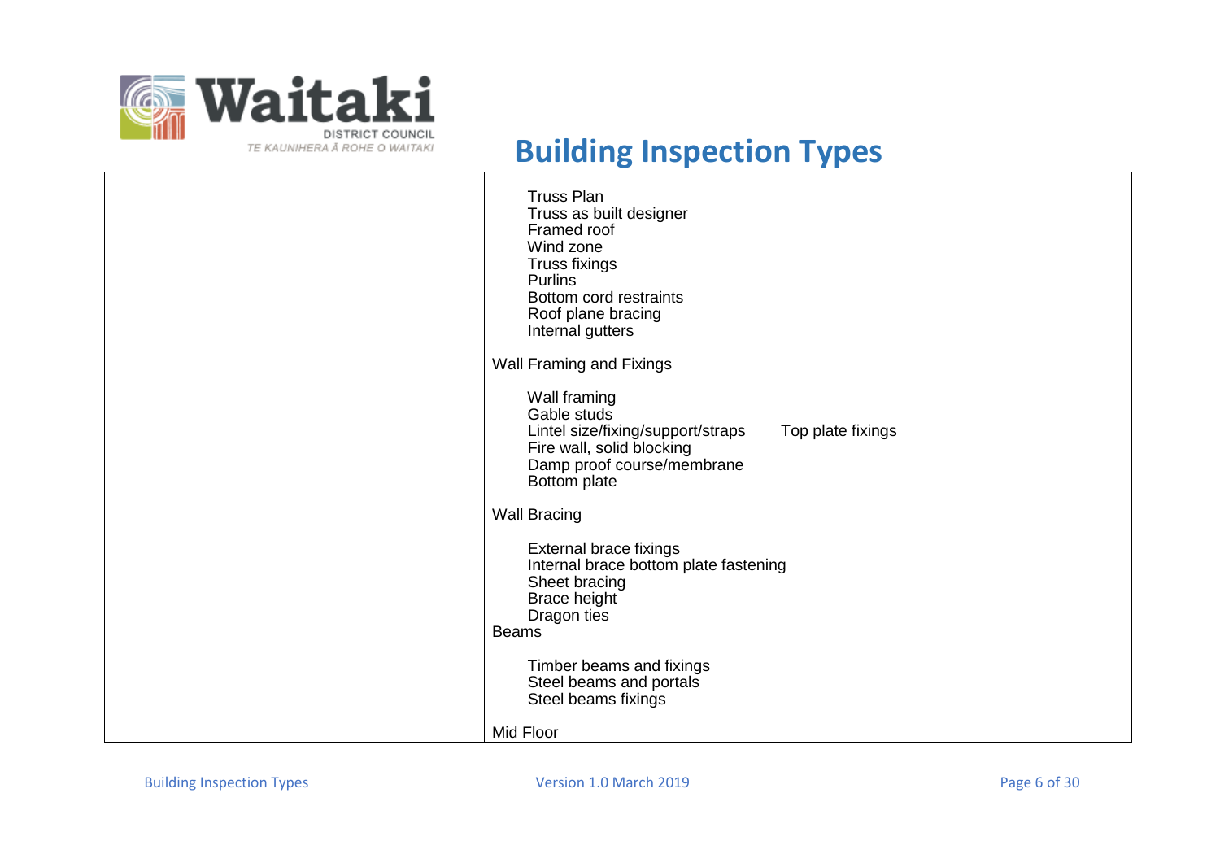# Building Inspection Types

| | |
|---|---|
| | Truss Plan<br>Truss as built designer<br>Framed roof<br>Wind zone<br>Truss fixings<br>Purlins<br>Bottom cord restraints<br>Roof plane bracing<br>Internal gutters<br><br>Wall Framing and Fixings<br><br>Wall framing<br>Gable studs<br>Lintel size/fixing/support/straps  Top plate fixings<br>Fire wall, solid blocking<br>Damp proof course/membrane<br>Bottom plate<br><br>Wall Bracing<br><br>External brace fixings<br>Internal brace bottom plate fastening<br>Sheet bracing<br>Brace height<br>Dragon ties<br>Beams<br><br>Timber beams and fixings<br>Steel beams and portals<br>Steel beams fixings<br><br>Mid Floor |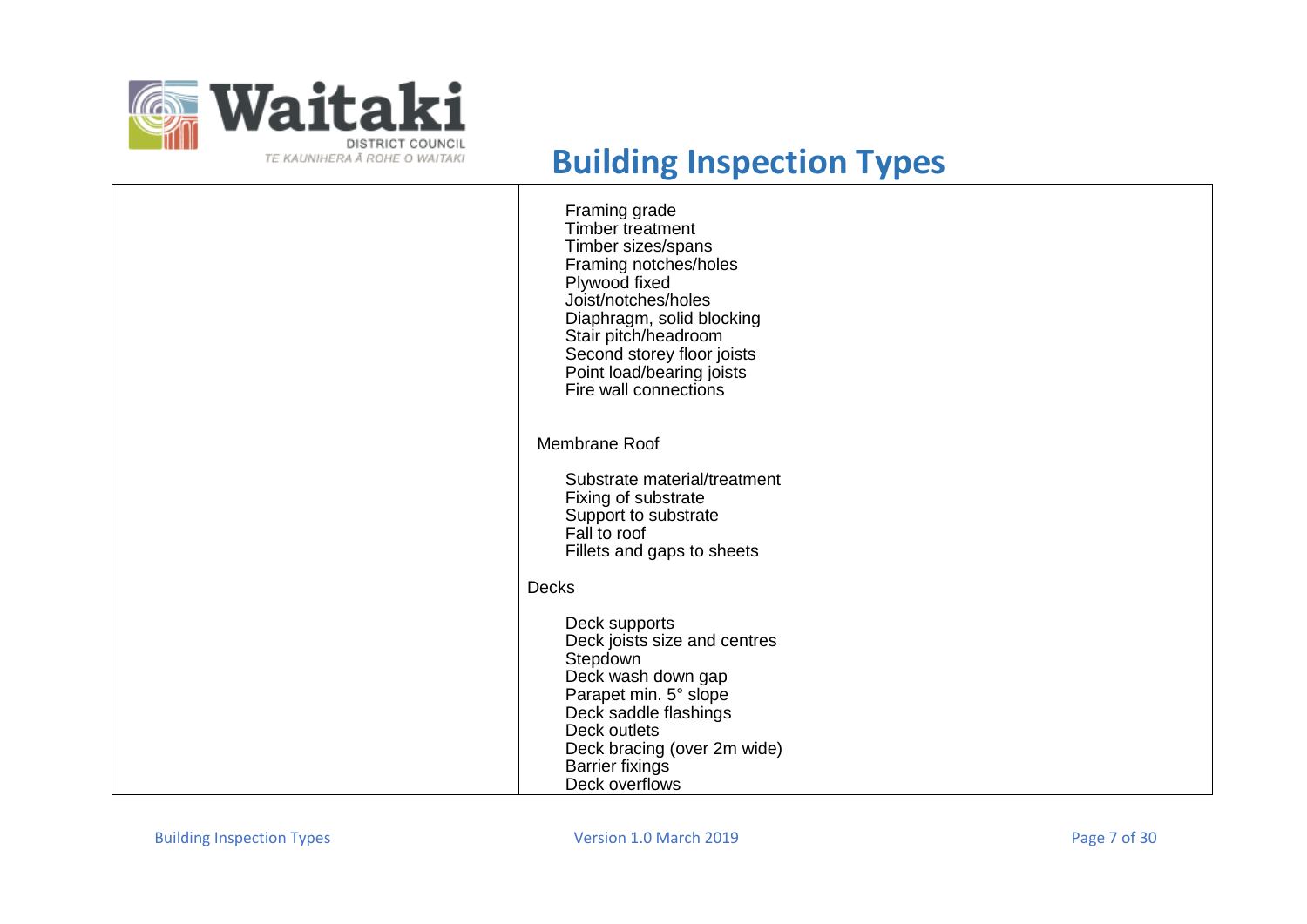| | |
|---|---|
| | Framing grade<br>Timber treatment<br>Timber sizes/spans<br>Framing notches/holes<br>Plywood fixed<br>Joist/notches/holes<br>Diaphragm, solid blocking<br>Stair pitch/headroom<br>Second storey floor joists<br>Point load/bearing joists<br>Fire wall connections<br><br>Membrane Roof<br><br>Substrate material/treatment<br>Fixing of substrate<br>Support to substrate<br>Fall to roof<br>Fillets and gaps to sheets<br><br>Decks<br><br>Deck supports<br>Deck joists size and centres<br>Stepdown<br>Deck wash down gap<br>Parapet min. 5° slope<br>Deck saddle flashings<br>Deck outlets<br>Deck bracing (over 2m wide)<br>Barrier fixings<br>Deck overflows |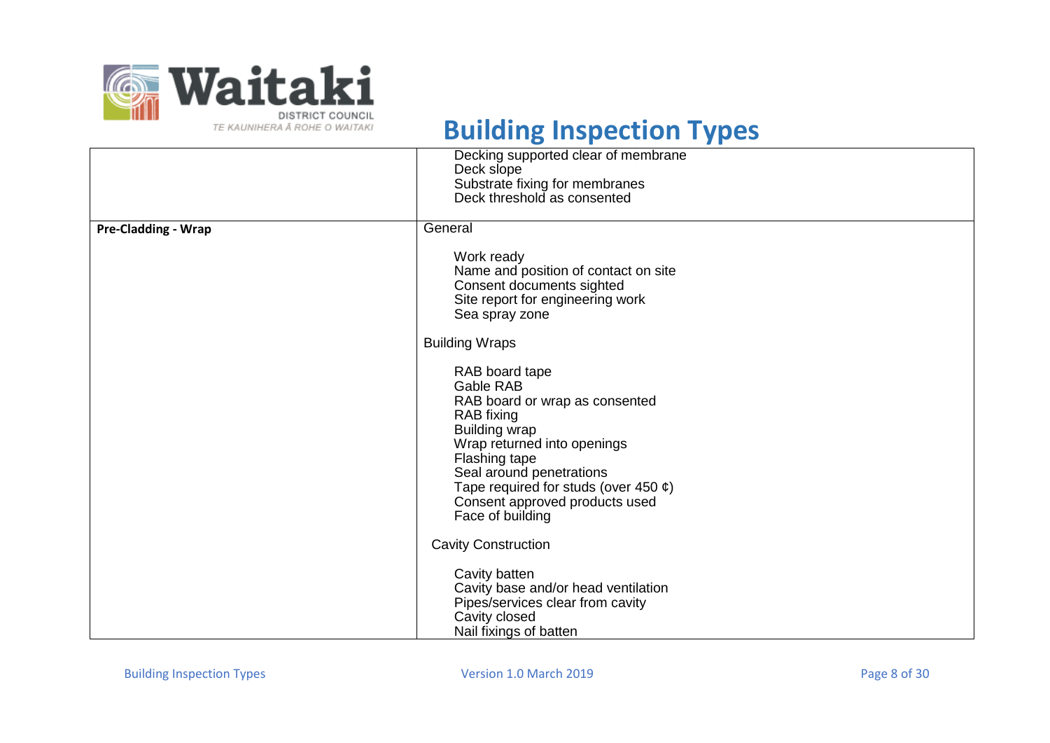# Building Inspection Types

| | |
|---|---|
| | Decking supported clear of membrane<br>Deck slope<br>Substrate fixing for membranes<br>Deck threshold as consented |
| **Pre-Cladding - Wrap** | General<br><br>Work ready<br>Name and position of contact on site<br>Consent documents sighted<br>Site report for engineering work<br>Sea spray zone<br><br>Building Wraps<br><br>RAB board tape<br>Gable RAB<br>RAB board or wrap as consented<br>RAB fixing<br>Building wrap<br>Wrap returned into openings<br>Flashing tape<br>Seal around penetrations<br>Tape required for studs (over 450 ¢)<br>Consent approved products used<br>Face of building<br><br>Cavity Construction<br><br>Cavity batten<br>Cavity base and/or head ventilation<br>Pipes/services clear from cavity<br>Cavity closed<br>Nail fixings of batten |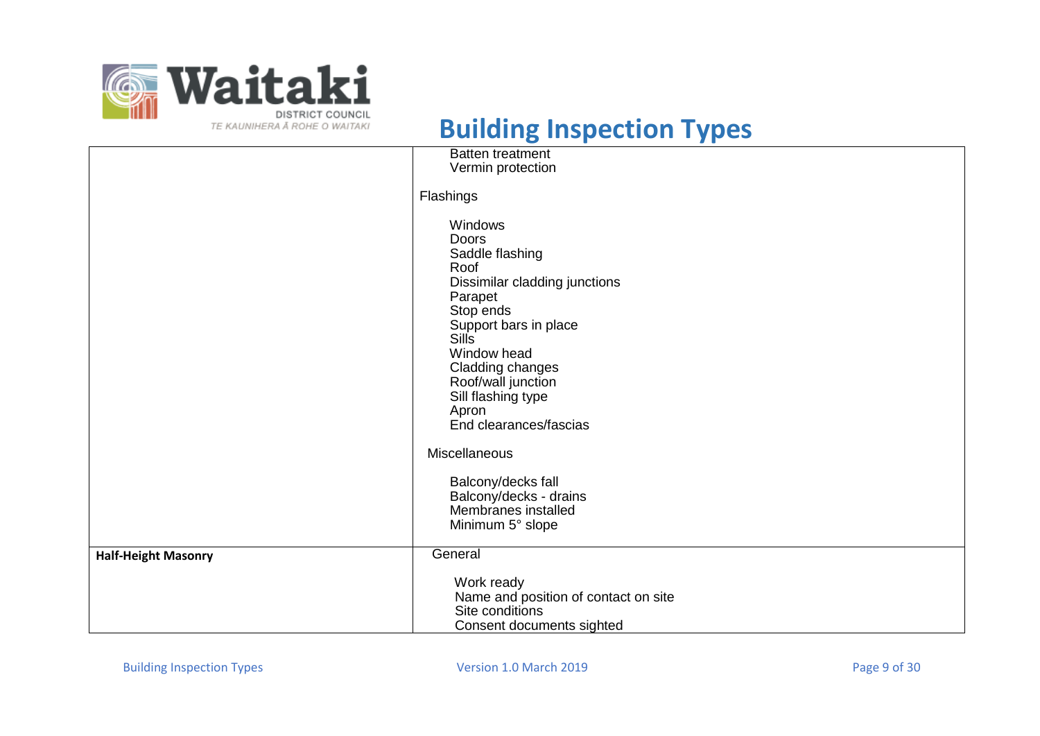# Building Inspection Types

| | |
|---|---|
| | Batten treatment<br>Vermin protection<br><br>Flashings<br><br>Windows<br>Doors<br>Saddle flashing<br>Roof<br>Dissimilar cladding junctions<br>Parapet<br>Stop ends<br>Support bars in place<br>Sills<br>Window head<br>Cladding changes<br>Roof/wall junction<br>Sill flashing type<br>Apron<br>End clearances/fascias<br><br>Miscellaneous<br><br>Balcony/decks fall<br>Balcony/decks - drains<br>Membranes installed<br>Minimum 5° slope |
| **Half-Height Masonry** | General<br><br>Work ready<br>Name and position of contact on site<br>Site conditions<br>Consent documents sighted |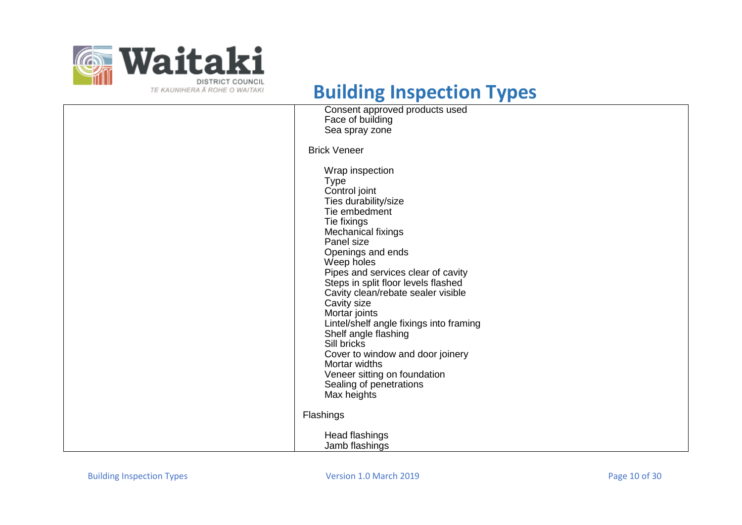# Building Inspection Types

| | |
|---|---|
| | Consent approved products used<br>Face of building<br>Sea spray zone<br><br>Brick Veneer<br><br>Wrap inspection<br>Type<br>Control joint<br>Ties durability/size<br>Tie embedment<br>Tie fixings<br>Mechanical fixings<br>Panel size<br>Openings and ends<br>Weep holes<br>Pipes and services clear of cavity<br>Steps in split floor levels flashed<br>Cavity clean/rebate sealer visible<br>Cavity size<br>Mortar joints<br>Lintel/shelf angle fixings into framing<br>Shelf angle flashing<br>Sill bricks<br>Cover to window and door joinery<br>Mortar widths<br>Veneer sitting on foundation<br>Sealing of penetrations<br>Max heights<br><br>Flashings<br><br>Head flashings<br>Jamb flashings |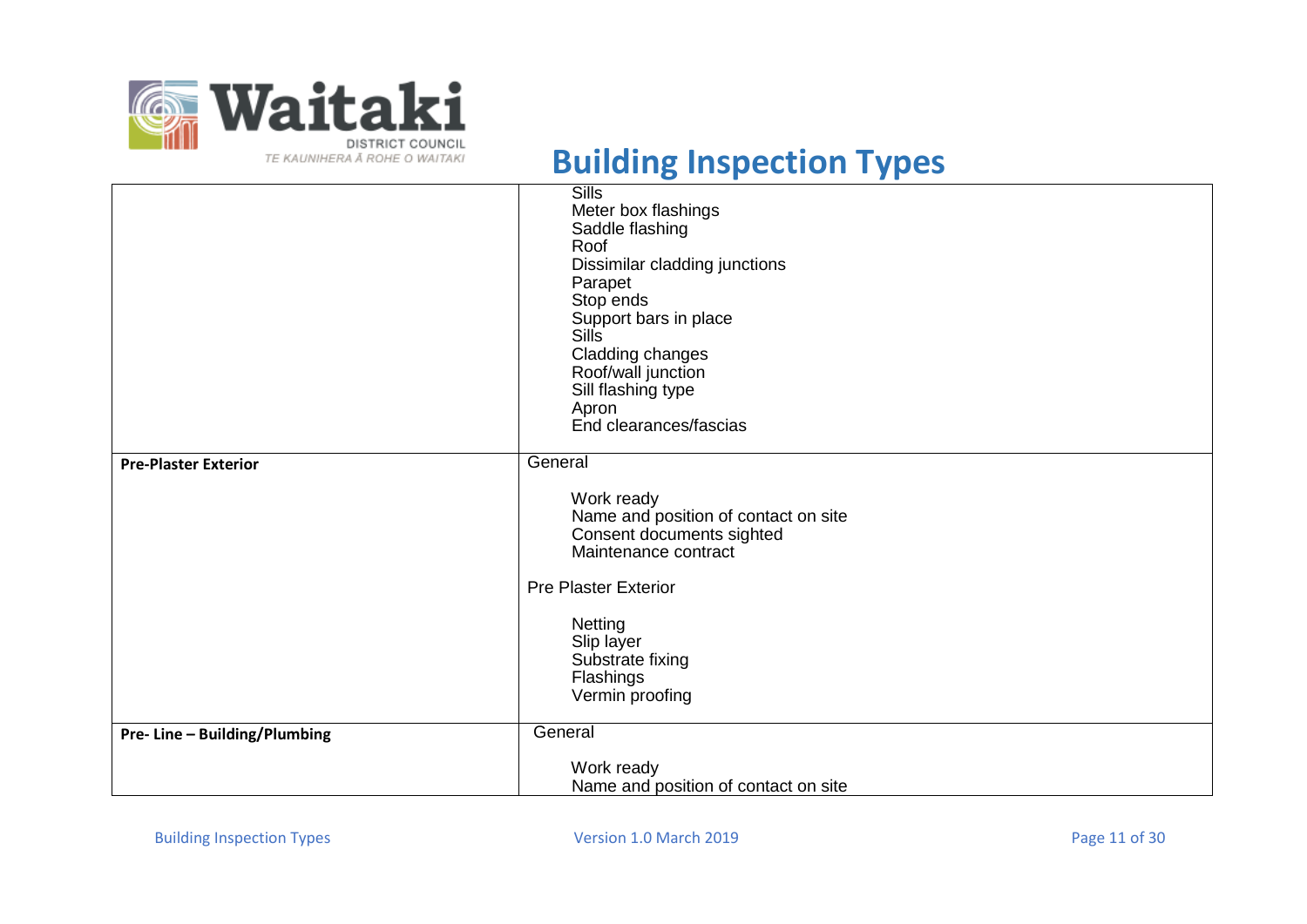# Building Inspection Types

| | |
|---|---|
| | Sills<br>Meter box flashings<br>Saddle flashing<br>Roof<br>Dissimilar cladding junctions<br>Parapet<br>Stop ends<br>Support bars in place<br>Sills<br>Cladding changes<br>Roof/wall junction<br>Sill flashing type<br>Apron<br>End clearances/fascias |
| **Pre-Plaster Exterior** | General<br><br>Work ready<br>Name and position of contact on site<br>Consent documents sighted<br>Maintenance contract<br><br>Pre Plaster Exterior<br><br>Netting<br>Slip layer<br>Substrate fixing<br>Flashings<br>Vermin proofing |
| **Pre- Line – Building/Plumbing** | General<br><br>Work ready<br>Name and position of contact on site |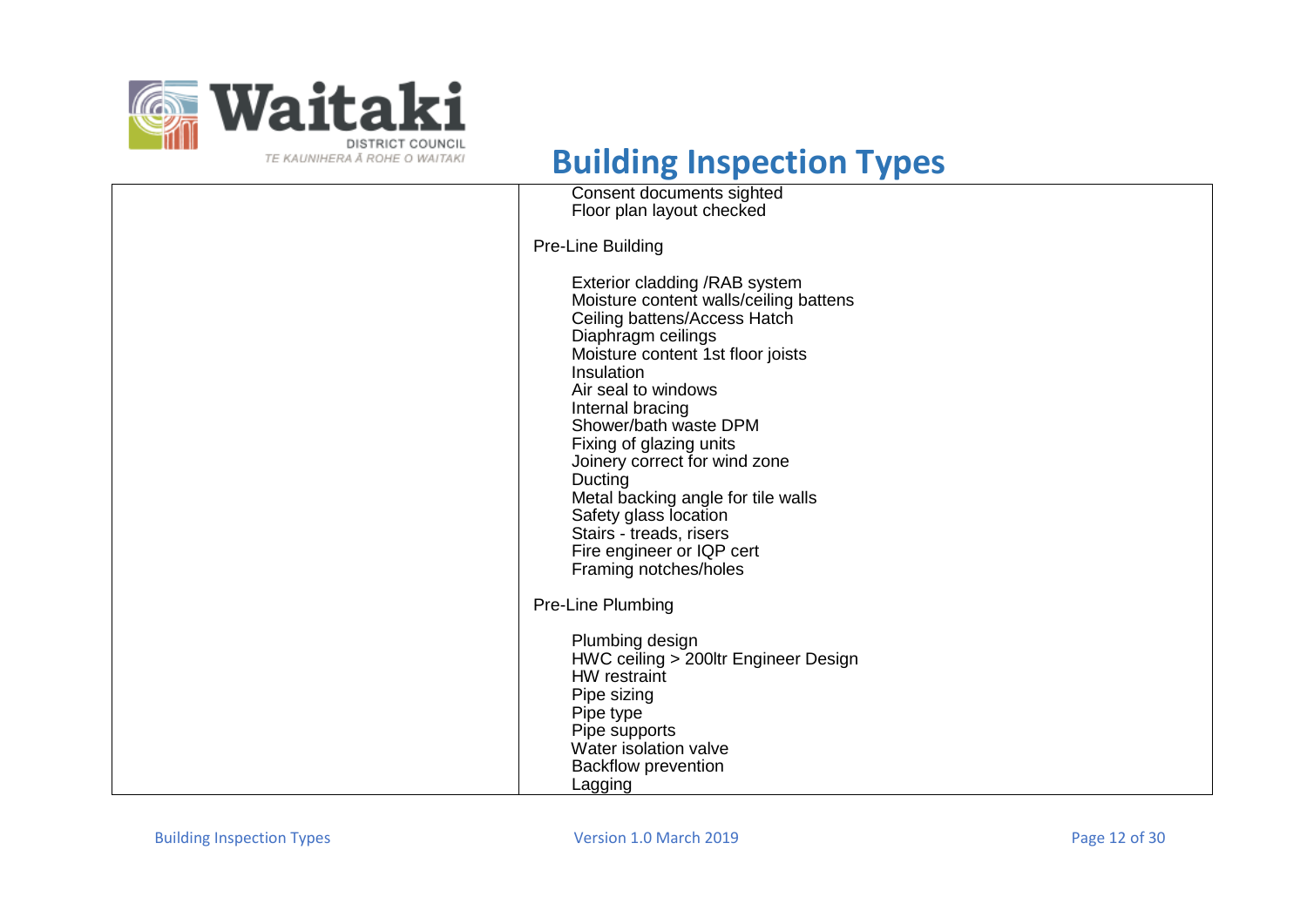# Building Inspection Types

| | |
|---|---|
| | Consent documents sighted<br>Floor plan layout checked<br><br>Pre-Line Building<br><br>Exterior cladding /RAB system<br>Moisture content walls/ceiling battens<br>Ceiling battens/Access Hatch<br>Diaphragm ceilings<br>Moisture content 1st floor joists<br>Insulation<br>Air seal to windows<br>Internal bracing<br>Shower/bath waste DPM<br>Fixing of glazing units<br>Joinery correct for wind zone<br>Ducting<br>Metal backing angle for tile walls<br>Safety glass location<br>Stairs - treads, risers<br>Fire engineer or IQP cert<br>Framing notches/holes<br><br>Pre-Line Plumbing<br><br>Plumbing design<br>HWC ceiling > 200ltr Engineer Design<br>HW restraint<br>Pipe sizing<br>Pipe type<br>Pipe supports<br>Water isolation valve<br>Backflow prevention<br>Lagging |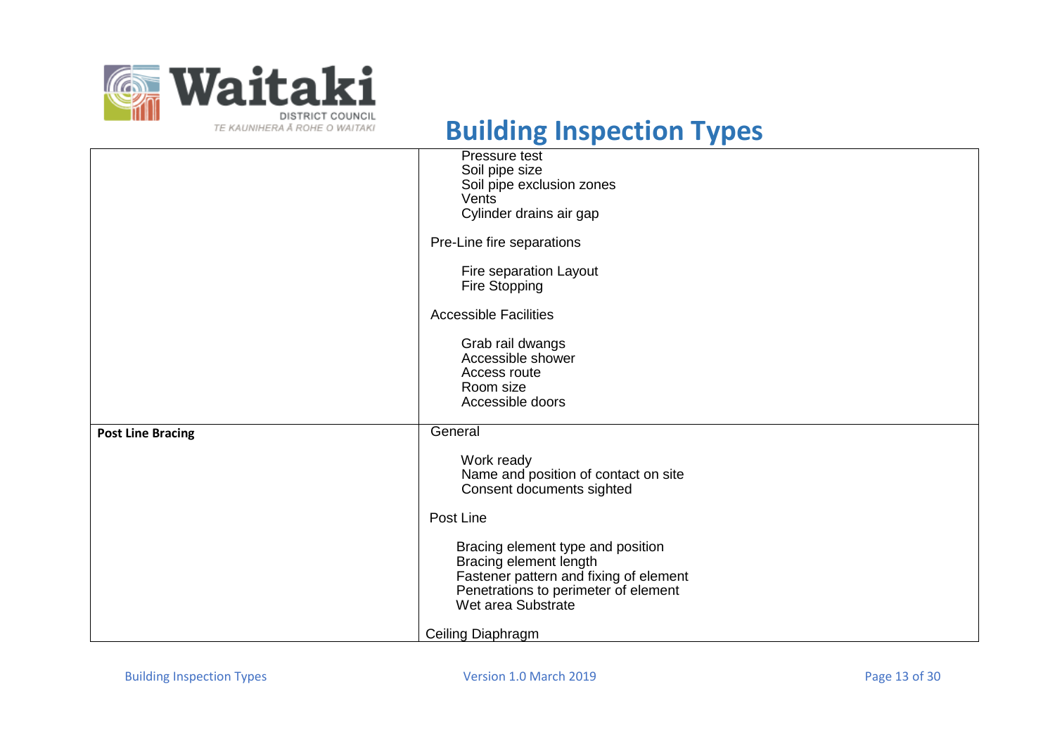# Building Inspection Types

| | |
|---|---|
| | Pressure test<br>Soil pipe size<br>Soil pipe exclusion zones<br>Vents<br>Cylinder drains air gap<br><br>Pre-Line fire separations<br><br>Fire separation Layout<br>Fire Stopping<br><br>Accessible Facilities<br><br>Grab rail dwangs<br>Accessible shower<br>Access route<br>Room size<br>Accessible doors |
| **Post Line Bracing** | General<br><br>Work ready<br>Name and position of contact on site<br>Consent documents sighted<br><br>Post Line<br><br>Bracing element type and position<br>Bracing element length<br>Fastener pattern and fixing of element<br>Penetrations to perimeter of element<br>Wet area Substrate<br><br>Ceiling Diaphragm |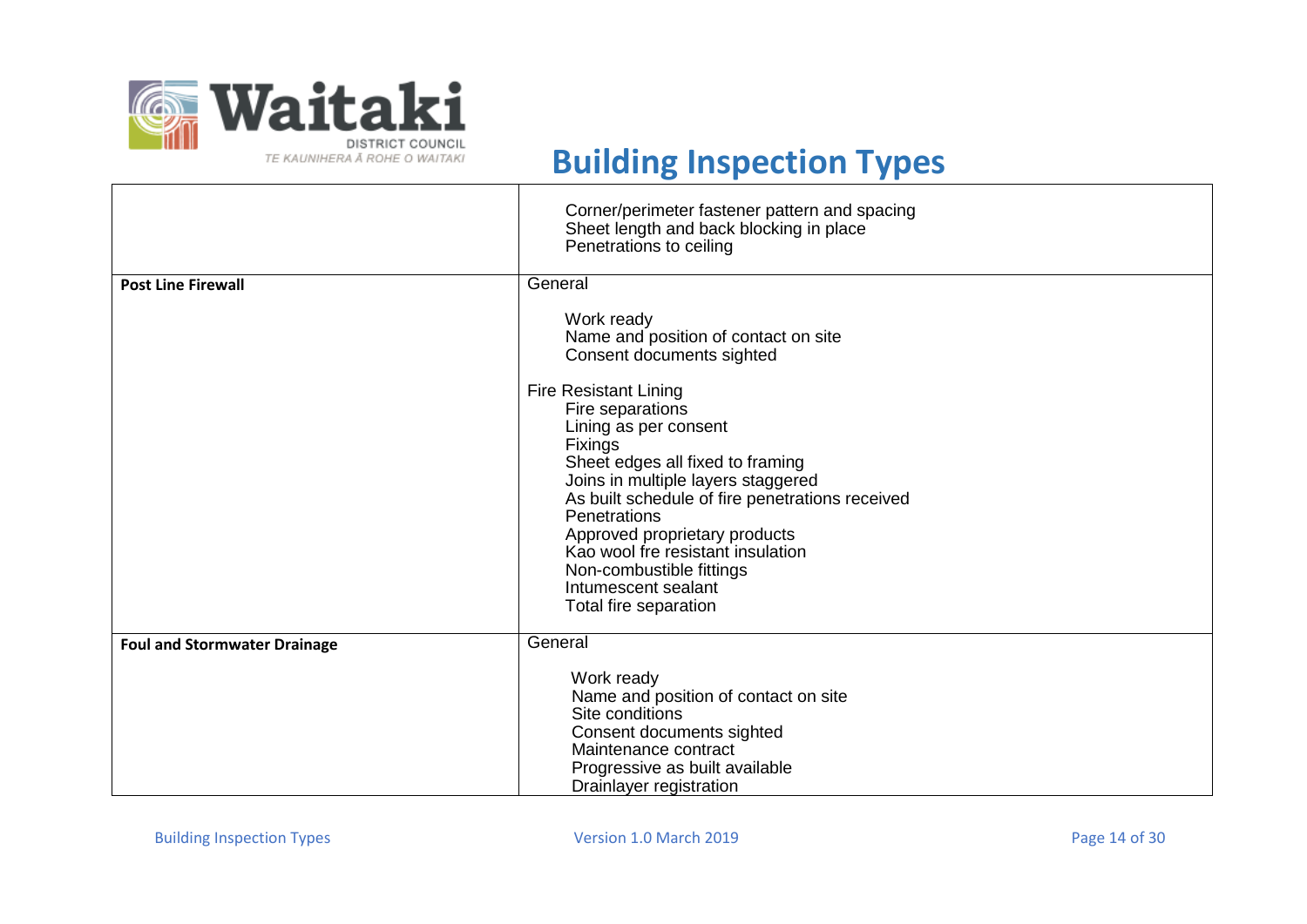# Building Inspection Types

| | |
|---|---|
| | Corner/perimeter fastener pattern and spacing<br>Sheet length and back blocking in place<br>Penetrations to ceiling |
| **Post Line Firewall** | General<br><br>Work ready<br>Name and position of contact on site<br>Consent documents sighted<br><br>Fire Resistant Lining<br>Fire separations<br>Lining as per consent<br>Fixings<br>Sheet edges all fixed to framing<br>Joins in multiple layers staggered<br>As built schedule of fire penetrations received<br>Penetrations<br>Approved proprietary products<br>Kao wool fre resistant insulation<br>Non-combustible fittings<br>Intumescent sealant<br>Total fire separation |
| **Foul and Stormwater Drainage** | General<br><br>Work ready<br>Name and position of contact on site<br>Site conditions<br>Consent documents sighted<br>Maintenance contract<br>Progressive as built available<br>Drainlayer registration |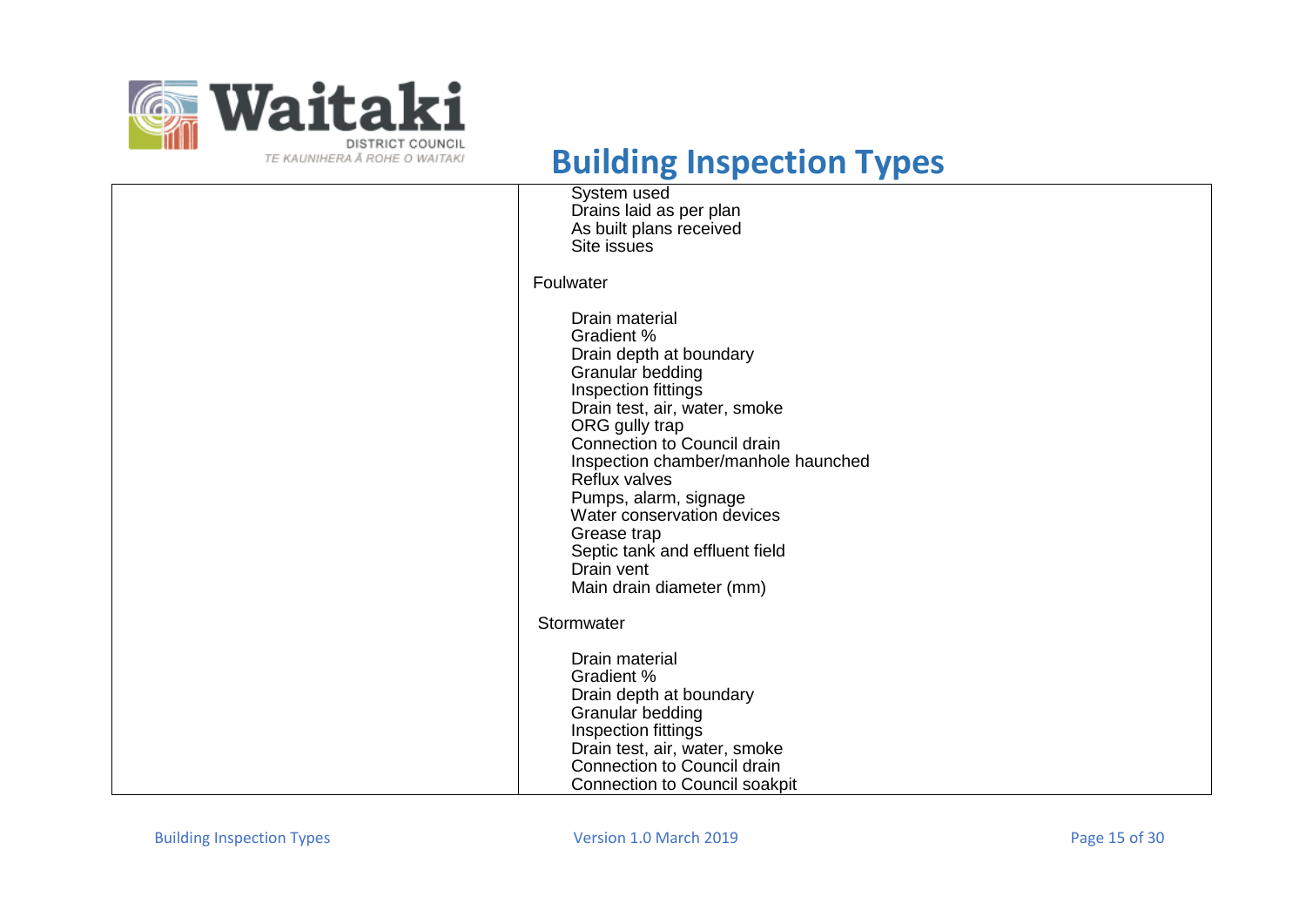# Building Inspection Types

| | |
|---|---|
| | System used<br>Drains laid as per plan<br>As built plans received<br>Site issues<br><br>Foulwater<br><br>Drain material<br>Gradient %<br>Drain depth at boundary<br>Granular bedding<br>Inspection fittings<br>Drain test, air, water, smoke<br>ORG gully trap<br>Connection to Council drain<br>Inspection chamber/manhole haunched<br>Reflux valves<br>Pumps, alarm, signage<br>Water conservation devices<br>Grease trap<br>Septic tank and effluent field<br>Drain vent<br>Main drain diameter (mm)<br><br>Stormwater<br><br>Drain material<br>Gradient %<br>Drain depth at boundary<br>Granular bedding<br>Inspection fittings<br>Drain test, air, water, smoke<br>Connection to Council drain<br>Connection to Council soakpit |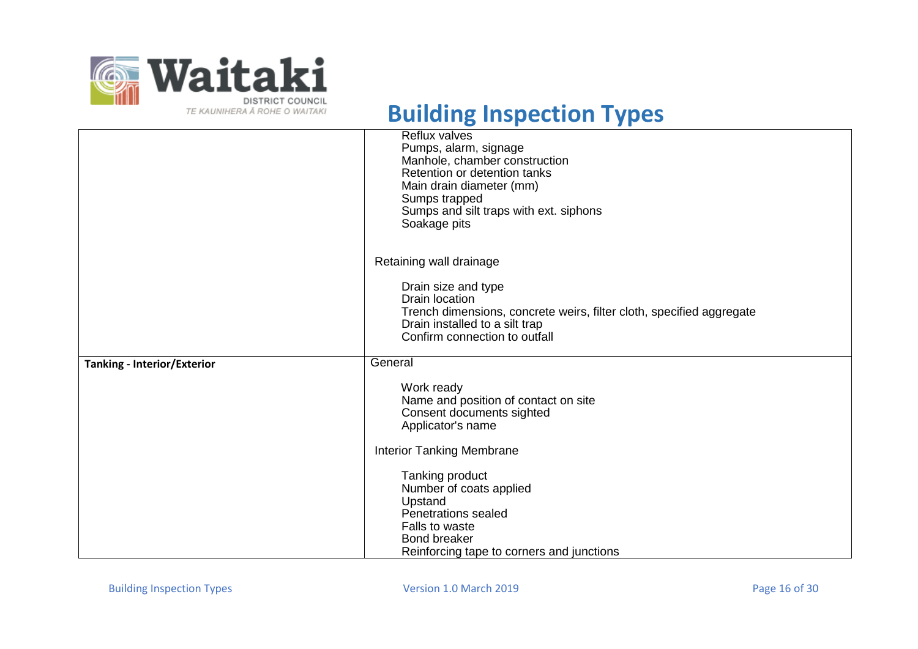# Building Inspection Types

| | |
|---|---|
| | Reflux valves<br>Pumps, alarm, signage<br>Manhole, chamber construction<br>Retention or detention tanks<br>Main drain diameter (mm)<br>Sumps trapped<br>Sumps and silt traps with ext. siphons<br>Soakage pits<br><br>Retaining wall drainage<br><br>Drain size and type<br>Drain location<br>Trench dimensions, concrete weirs, filter cloth, specified aggregate<br>Drain installed to a silt trap<br>Confirm connection to outfall |
| **Tanking - Interior/Exterior** | General<br><br>Work ready<br>Name and position of contact on site<br>Consent documents sighted<br>Applicator's name<br><br>Interior Tanking Membrane<br><br>Tanking product<br>Number of coats applied<br>Upstand<br>Penetrations sealed<br>Falls to waste<br>Bond breaker<br>Reinforcing tape to corners and junctions |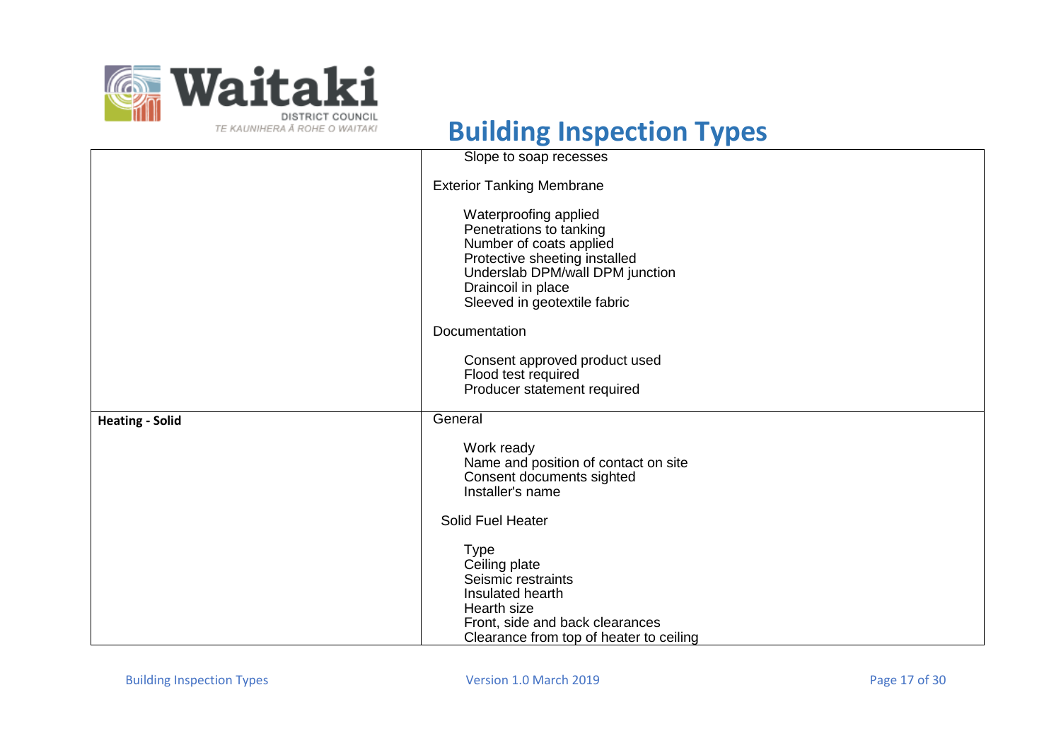# Building Inspection Types

| | |
|---|---|
| | Slope to soap recesses<br><br>Exterior Tanking Membrane<br><br>Waterproofing applied<br>Penetrations to tanking<br>Number of coats applied<br>Protective sheeting installed<br>Underslab DPM/wall DPM junction<br>Draincoil in place<br>Sleeved in geotextile fabric<br><br>Documentation<br><br>Consent approved product used<br>Flood test required<br>Producer statement required |
| **Heating - Solid** | General<br><br>Work ready<br>Name and position of contact on site<br>Consent documents sighted<br>Installer's name<br><br>Solid Fuel Heater<br><br>Type<br>Ceiling plate<br>Seismic restraints<br>Insulated hearth<br>Hearth size<br>Front, side and back clearances<br>Clearance from top of heater to ceiling |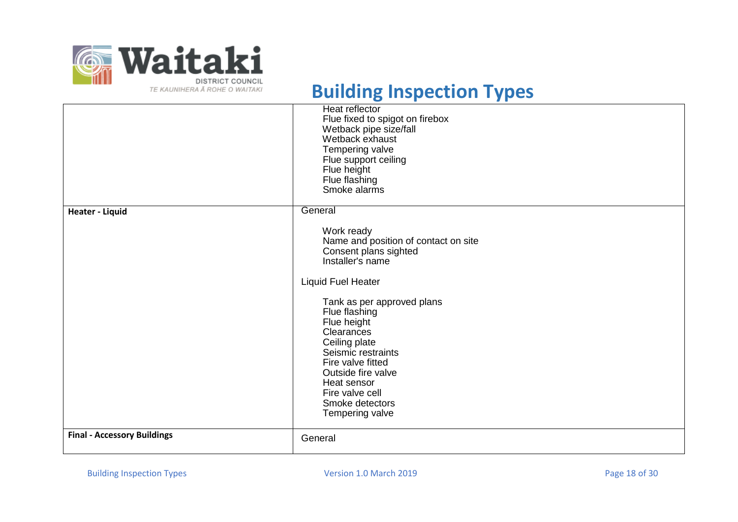# Building Inspection Types

| | |
|---|---|
| | Heat reflector<br>Flue fixed to spigot on firebox<br>Wetback pipe size/fall<br>Wetback exhaust<br>Tempering valve<br>Flue support ceiling<br>Flue height<br>Flue flashing<br>Smoke alarms |
| **Heater - Liquid** | General<br><br>Work ready<br>Name and position of contact on site<br>Consent plans sighted<br>Installer's name<br><br>Liquid Fuel Heater<br><br>Tank as per approved plans<br>Flue flashing<br>Flue height<br>Clearances<br>Ceiling plate<br>Seismic restraints<br>Fire valve fitted<br>Outside fire valve<br>Heat sensor<br>Fire valve cell<br>Smoke detectors<br>Tempering valve |
| **Final - Accessory Buildings** | General |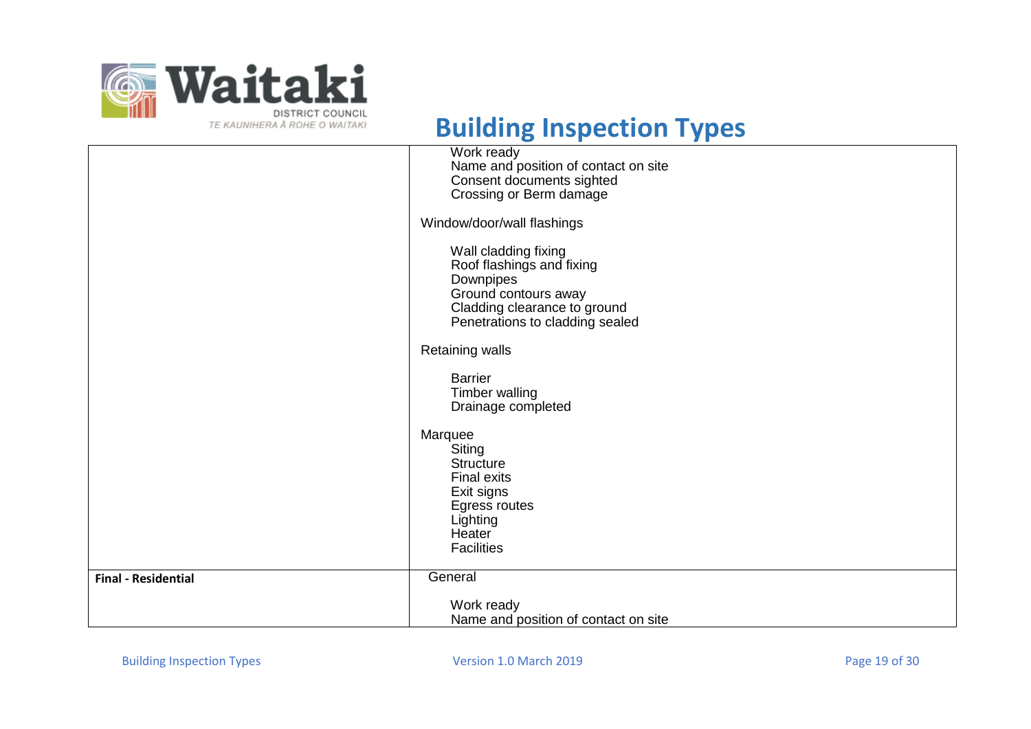# Building Inspection Types

| | |
|---|---|
| | Work ready<br>Name and position of contact on site<br>Consent documents sighted<br>Crossing or Berm damage<br><br>Window/door/wall flashings<br><br>Wall cladding fixing<br>Roof flashings and fixing<br>Downpipes<br>Ground contours away<br>Cladding clearance to ground<br>Penetrations to cladding sealed<br><br>Retaining walls<br><br>Barrier<br>Timber walling<br>Drainage completed<br><br>Marquee<br>Siting<br>Structure<br>Final exits<br>Exit signs<br>Egress routes<br>Lighting<br>Heater<br>Facilities |
| **Final - Residential** | General<br><br>Work ready<br>Name and position of contact on site |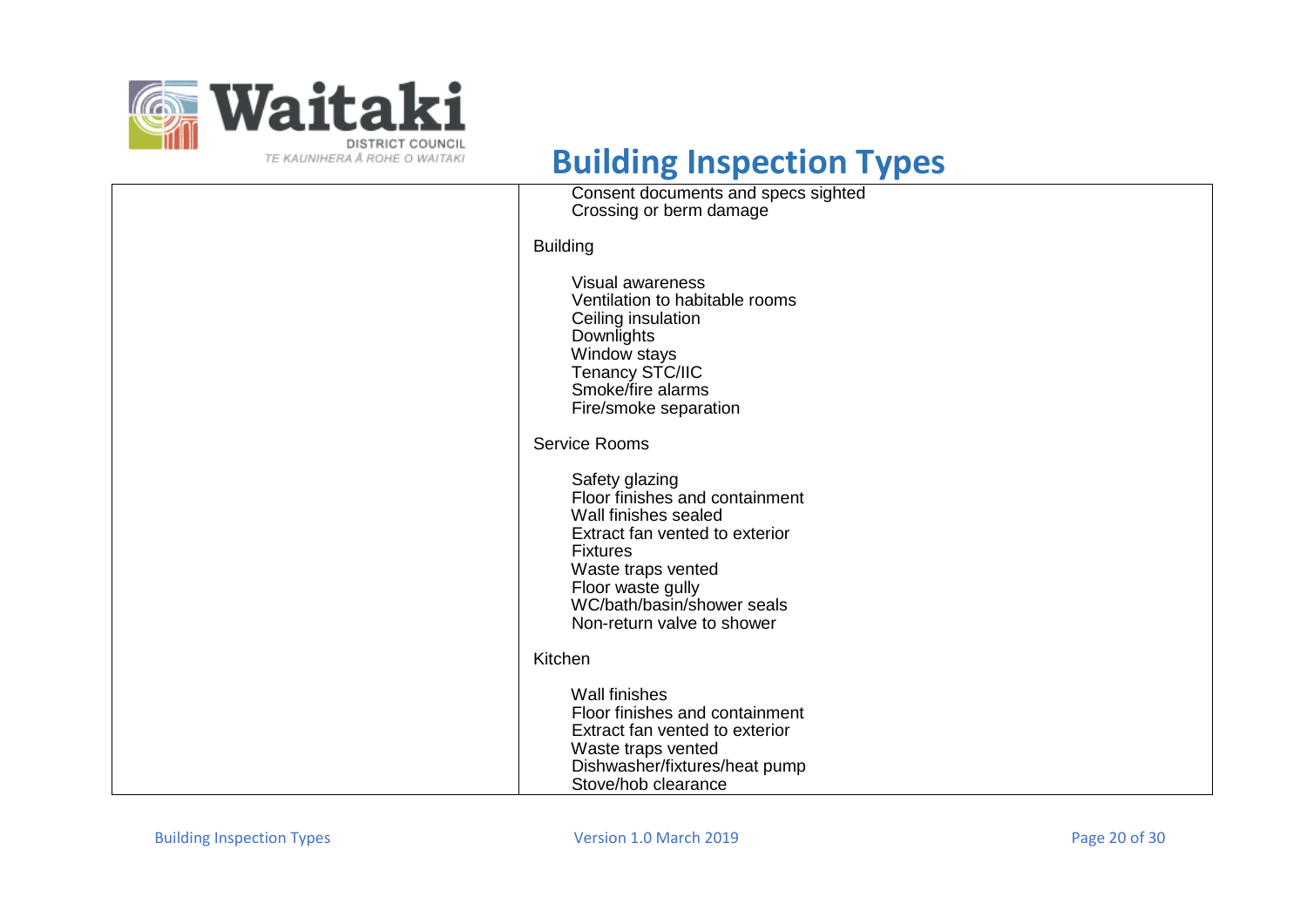# Building Inspection Types

| | |
|---|---|
| | Consent documents and specs sighted<br>Crossing or berm damage<br><br>Building<br><br>Visual awareness<br>Ventilation to habitable rooms<br>Ceiling insulation<br>Downlights<br>Window stays<br>Tenancy STC/IIC<br>Smoke/fire alarms<br>Fire/smoke separation<br><br>Service Rooms<br><br>Safety glazing<br>Floor finishes and containment<br>Wall finishes sealed<br>Extract fan vented to exterior<br>Fixtures<br>Waste traps vented<br>Floor waste gully<br>WC/bath/basin/shower seals<br>Non-return valve to shower<br><br>Kitchen<br><br>Wall finishes<br>Floor finishes and containment<br>Extract fan vented to exterior<br>Waste traps vented<br>Dishwasher/fixtures/heat pump<br>Stove/hob clearance |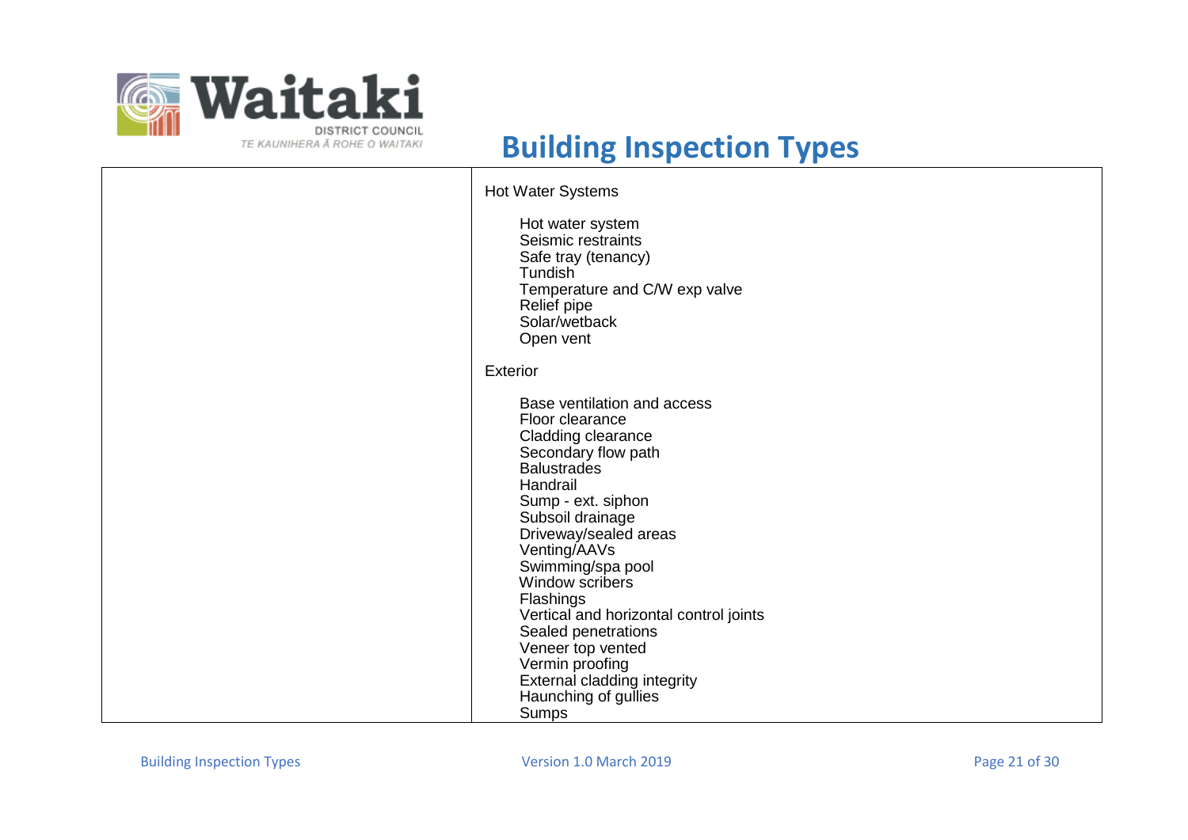# Building Inspection Types

| | |
|---|---|
| | Hot Water Systems<br><br>Hot water system<br>Seismic restraints<br>Safe tray (tenancy)<br>Tundish<br>Temperature and C/W exp valve<br>Relief pipe<br>Solar/wetback<br>Open vent<br><br>Exterior<br><br>Base ventilation and access<br>Floor clearance<br>Cladding clearance<br>Secondary flow path<br>Balustrades<br>Handrail<br>Sump - ext. siphon<br>Subsoil drainage<br>Driveway/sealed areas<br>Venting/AAVs<br>Swimming/spa pool<br>Window scribers<br>Flashings<br>Vertical and horizontal control joints<br>Sealed penetrations<br>Veneer top vented<br>Vermin proofing<br>External cladding integrity<br>Haunching of gullies<br>Sumps |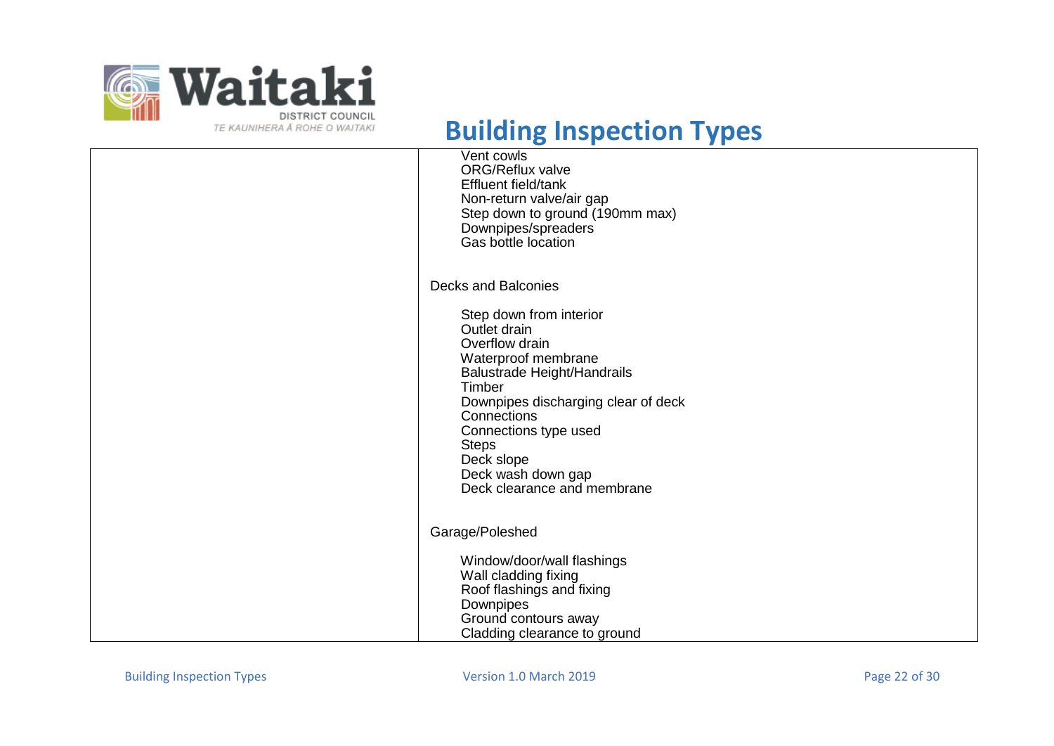# Building Inspection Types

| | |
|---|---|
| | Vent cowls<br>ORG/Reflux valve<br>Effluent field/tank<br>Non-return valve/air gap<br>Step down to ground (190mm max)<br>Downpipes/spreaders<br>Gas bottle location<br><br>Decks and Balconies<br><br>Step down from interior<br>Outlet drain<br>Overflow drain<br>Waterproof membrane<br>Balustrade Height/Handrails<br>Timber<br>Downpipes discharging clear of deck<br>Connections<br>Connections type used<br>Steps<br>Deck slope<br>Deck wash down gap<br>Deck clearance and membrane<br><br>Garage/Poleshed<br><br>Window/door/wall flashings<br>Wall cladding fixing<br>Roof flashings and fixing<br>Downpipes<br>Ground contours away<br>Cladding clearance to ground |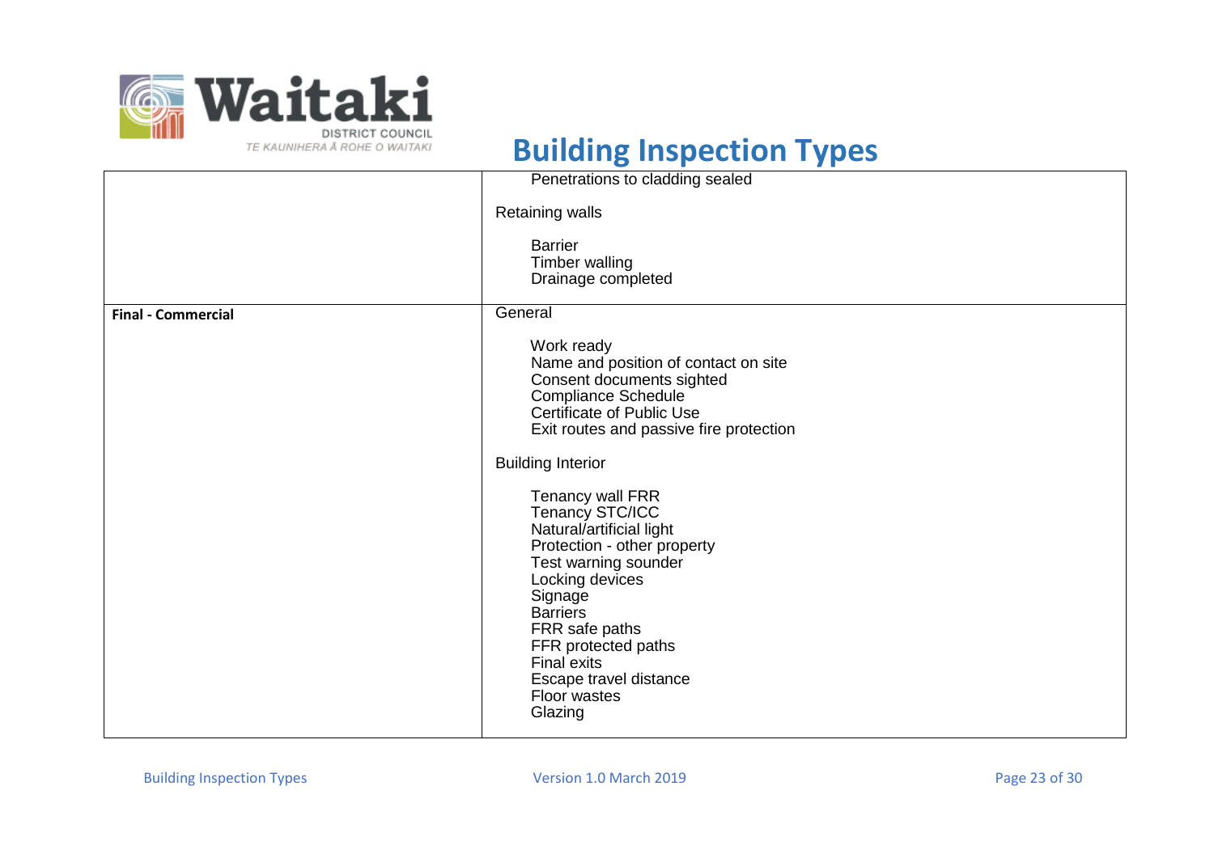# Building Inspection Types

| | |
|---|---|
| | Penetrations to cladding sealed<br><br>Retaining walls<br><br>Barrier<br>Timber walling<br>Drainage completed |
| **Final - Commercial** | General<br><br>Work ready<br>Name and position of contact on site<br>Consent documents sighted<br>Compliance Schedule<br>Certificate of Public Use<br>Exit routes and passive fire protection<br><br>Building Interior<br><br>Tenancy wall FRR<br>Tenancy STC/ICC<br>Natural/artificial light<br>Protection - other property<br>Test warning sounder<br>Locking devices<br>Signage<br>Barriers<br>FRR safe paths<br>FFR protected paths<br>Final exits<br>Escape travel distance<br>Floor wastes<br>Glazing |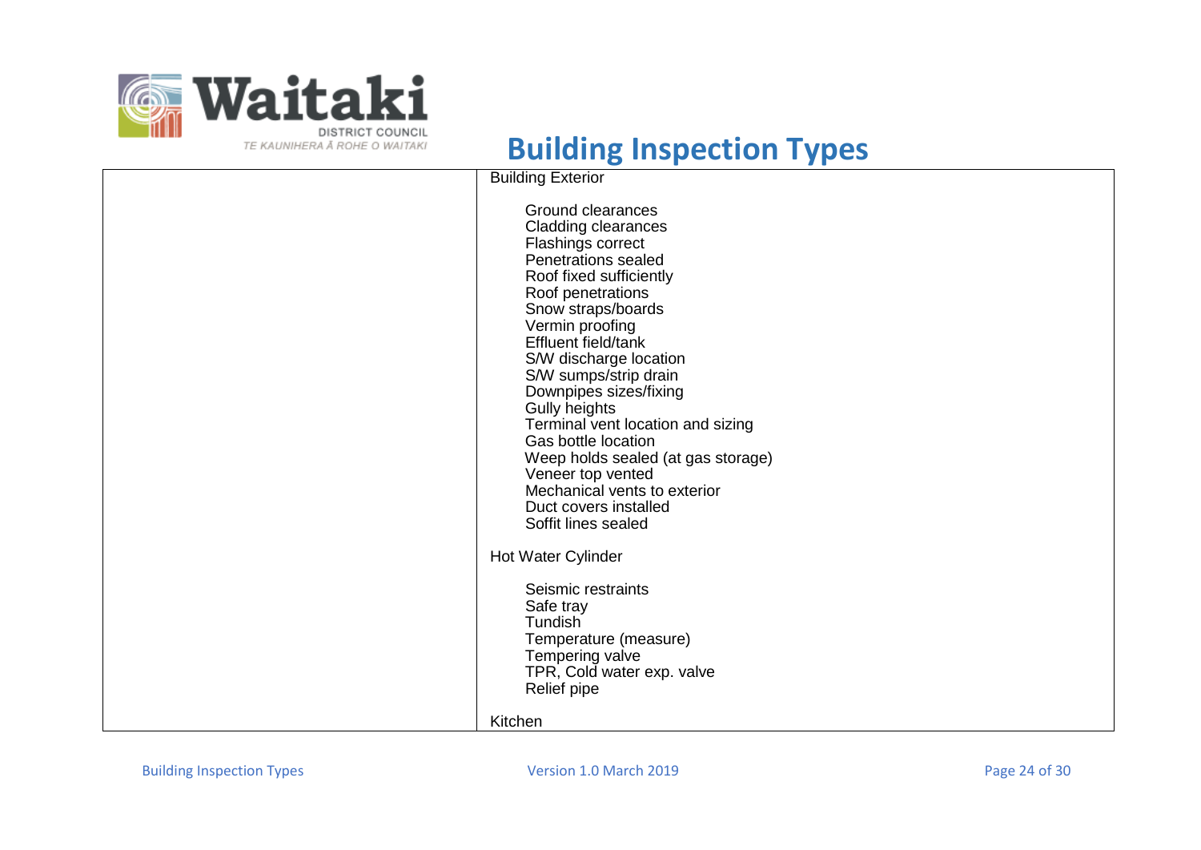# Building Inspection Types

| | Building Exterior<br><br>Ground clearances<br>Cladding clearances<br>Flashings correct<br>Penetrations sealed<br>Roof fixed sufficiently<br>Roof penetrations<br>Snow straps/boards<br>Vermin proofing<br>Effluent field/tank<br>S/W discharge location<br>S/W sumps/strip drain<br>Downpipes sizes/fixing<br>Gully heights<br>Terminal vent location and sizing<br>Gas bottle location<br>Weep holds sealed (at gas storage)<br>Veneer top vented<br>Mechanical vents to exterior<br>Duct covers installed<br>Soffit lines sealed<br><br>Hot Water Cylinder<br><br>Seismic restraints<br>Safe tray<br>Tundish<br>Temperature (measure)<br>Tempering valve<br>TPR, Cold water exp. valve<br>Relief pipe<br><br>Kitchen |
|---|---|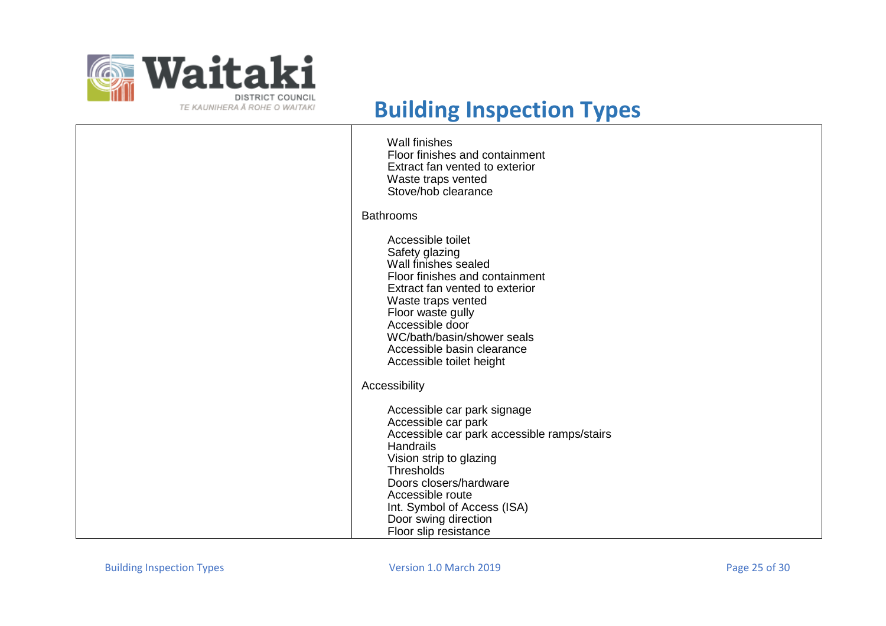| | |
|---|---|
| | Wall finishes<br>Floor finishes and containment<br>Extract fan vented to exterior<br>Waste traps vented<br>Stove/hob clearance<br><br>Bathrooms<br><br>Accessible toilet<br>Safety glazing<br>Wall finishes sealed<br>Floor finishes and containment<br>Extract fan vented to exterior<br>Waste traps vented<br>Floor waste gully<br>Accessible door<br>WC/bath/basin/shower seals<br>Accessible basin clearance<br>Accessible toilet height<br><br>Accessibility<br><br>Accessible car park signage<br>Accessible car park<br>Accessible car park accessible ramps/stairs<br>Handrails<br>Vision strip to glazing<br>Thresholds<br>Doors closers/hardware<br>Accessible route<br>Int. Symbol of Access (ISA)<br>Door swing direction<br>Floor slip resistance |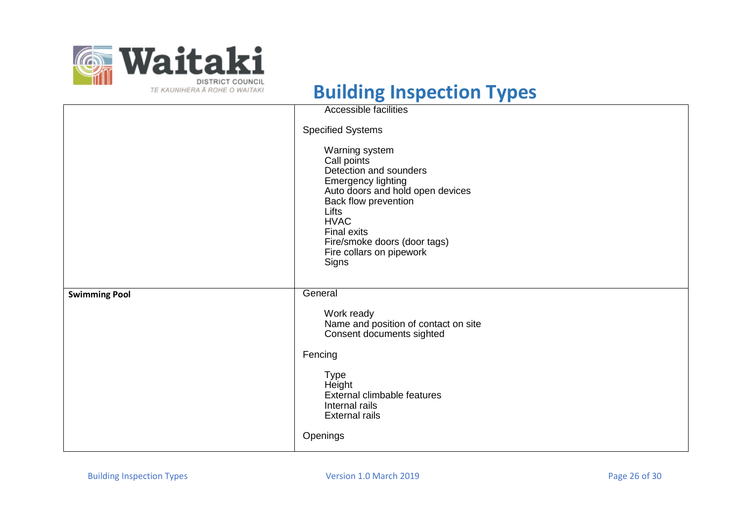| | |
|---|---|
| | Accessible facilities<br><br>Specified Systems<br><br>Warning system<br>Call points<br>Detection and sounders<br>Emergency lighting<br>Auto doors and hold open devices<br>Back flow prevention<br>Lifts<br>HVAC<br>Final exits<br>Fire/smoke doors (door tags)<br>Fire collars on pipework<br>Signs |
| **Swimming Pool** | General<br><br>Work ready<br>Name and position of contact on site<br>Consent documents sighted<br><br>Fencing<br><br>Type<br>Height<br>External climbable features<br>Internal rails<br>External rails<br><br>Openings |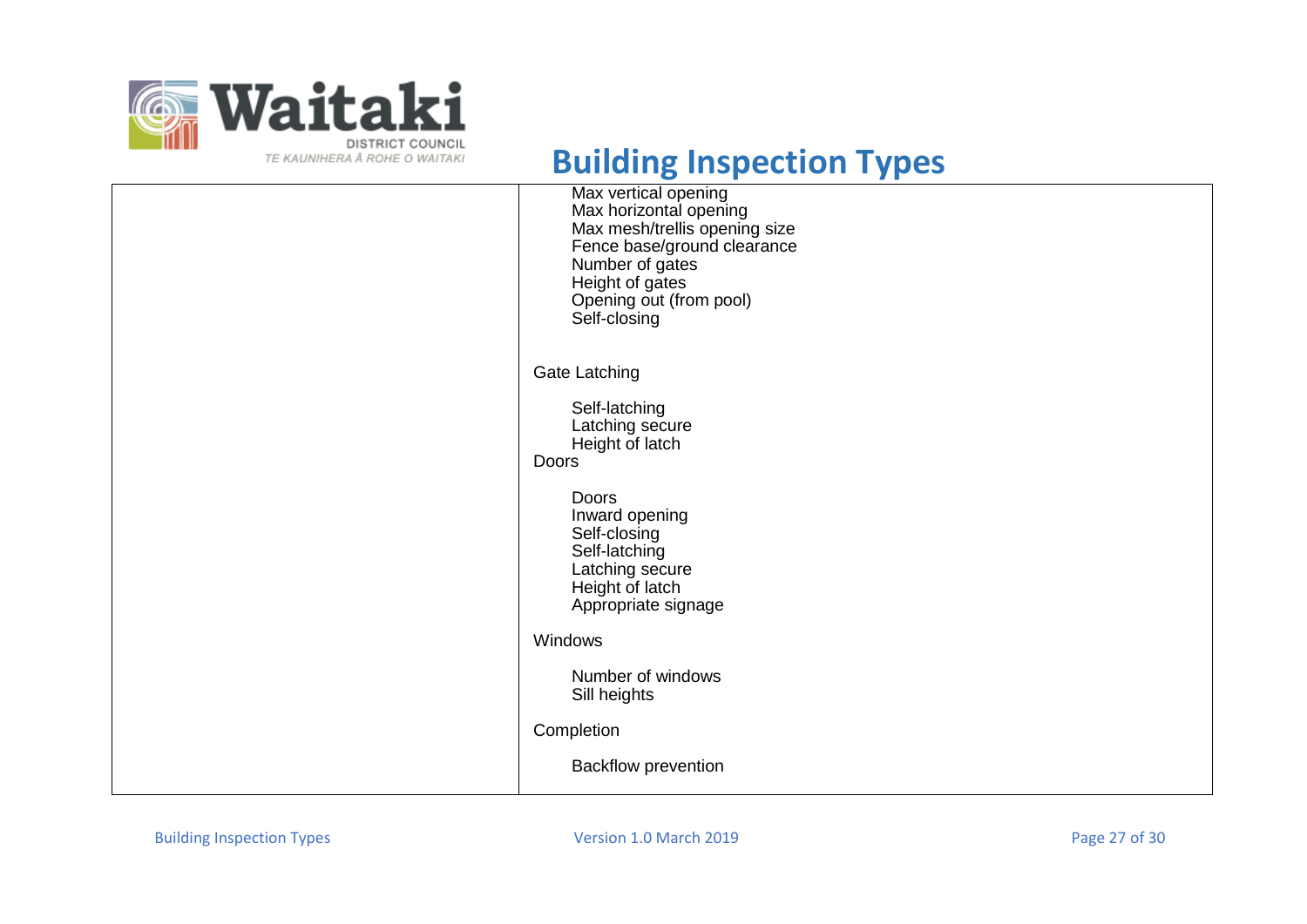# Building Inspection Types

| | |
|---|---|
| | Max vertical opening<br>Max horizontal opening<br>Max mesh/trellis opening size<br>Fence base/ground clearance<br>Number of gates<br>Height of gates<br>Opening out (from pool)<br>Self-closing<br><br>Gate Latching<br><br>Self-latching<br>Latching secure<br>Height of latch<br>Doors<br><br>Doors<br>Inward opening<br>Self-closing<br>Self-latching<br>Latching secure<br>Height of latch<br>Appropriate signage<br><br>Windows<br><br>Number of windows<br>Sill heights<br><br>Completion<br><br>Backflow prevention |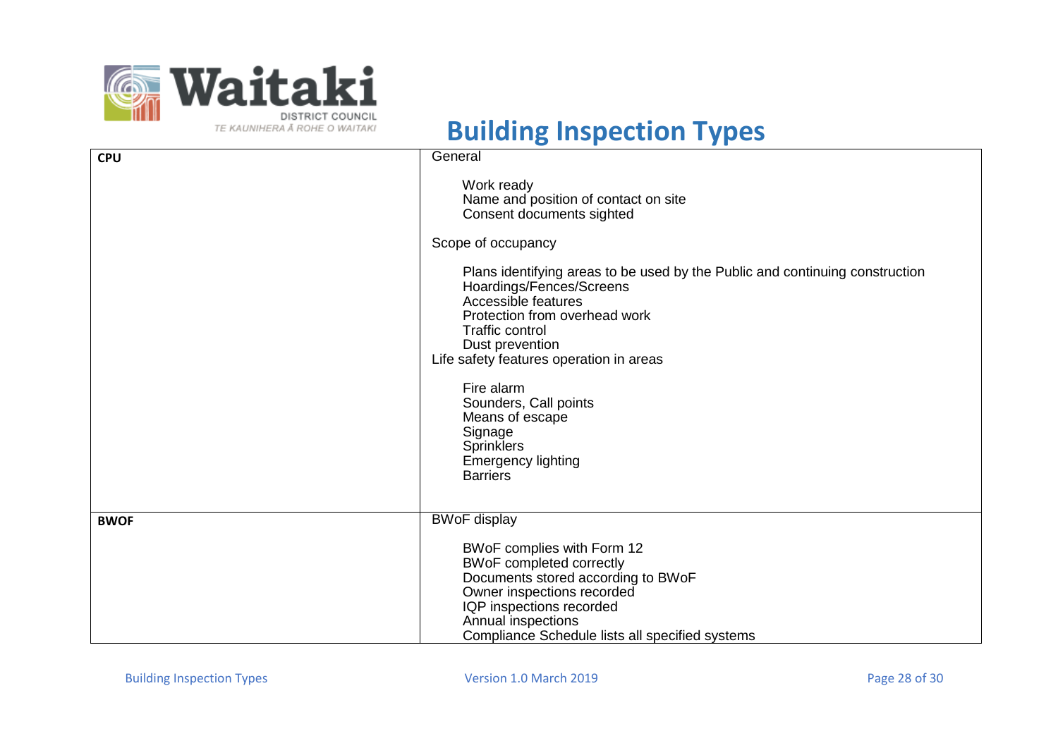# Building Inspection Types

| | |
|---|---|
| **CPU** | General<br><br>Work ready<br>Name and position of contact on site<br>Consent documents sighted<br><br>Scope of occupancy<br><br>Plans identifying areas to be used by the Public and continuing construction<br>Hoardings/Fences/Screens<br>Accessible features<br>Protection from overhead work<br>Traffic control<br>Dust prevention<br>Life safety features operation in areas<br><br>Fire alarm<br>Sounders, Call points<br>Means of escape<br>Signage<br>Sprinklers<br>Emergency lighting<br>Barriers |
| **BWOF** | BWoF display<br><br>BWoF complies with Form 12<br>BWoF completed correctly<br>Documents stored according to BWoF<br>Owner inspections recorded<br>IQP inspections recorded<br>Annual inspections<br>Compliance Schedule lists all specified systems |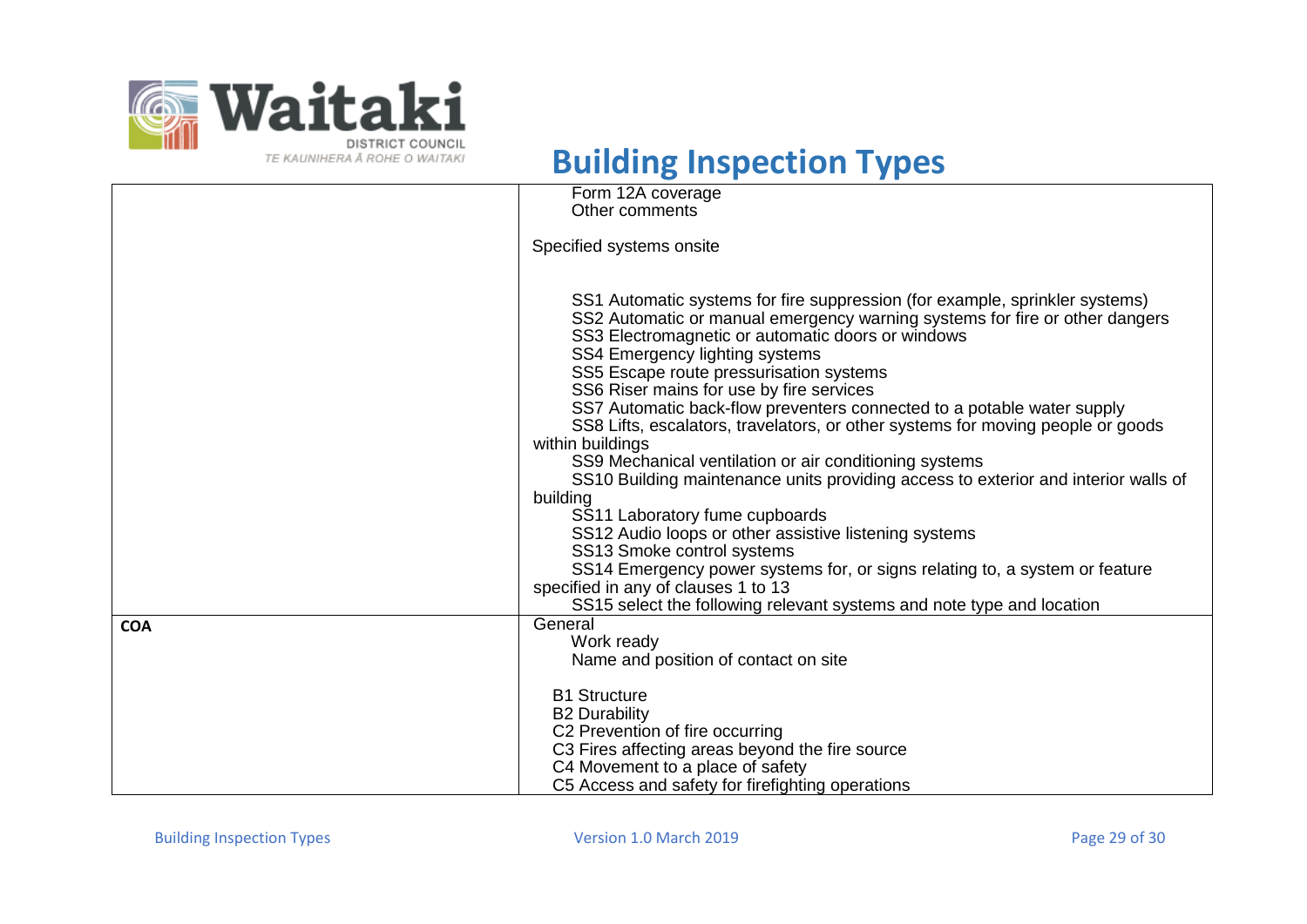# Building Inspection Types

| | |
|---|---|
| | Form 12A coverage<br>Other comments<br><br>Specified systems onsite<br><br>SS1 Automatic systems for fire suppression (for example, sprinkler systems)<br>SS2 Automatic or manual emergency warning systems for fire or other dangers<br>SS3 Electromagnetic or automatic doors or windows<br>SS4 Emergency lighting systems<br>SS5 Escape route pressurisation systems<br>SS6 Riser mains for use by fire services<br>SS7 Automatic back-flow preventers connected to a potable water supply<br>SS8 Lifts, escalators, travelators, or other systems for moving people or goods within buildings<br>SS9 Mechanical ventilation or air conditioning systems<br>SS10 Building maintenance units providing access to exterior and interior walls of building<br>SS11 Laboratory fume cupboards<br>SS12 Audio loops or other assistive listening systems<br>SS13 Smoke control systems<br>SS14 Emergency power systems for, or signs relating to, a system or feature specified in any of clauses 1 to 13<br>SS15 select the following relevant systems and note type and location |
| **COA** | General<br>Work ready<br>Name and position of contact on site<br><br>B1 Structure<br>B2 Durability<br>C2 Prevention of fire occurring<br>C3 Fires affecting areas beyond the fire source<br>C4 Movement to a place of safety<br>C5 Access and safety for firefighting operations |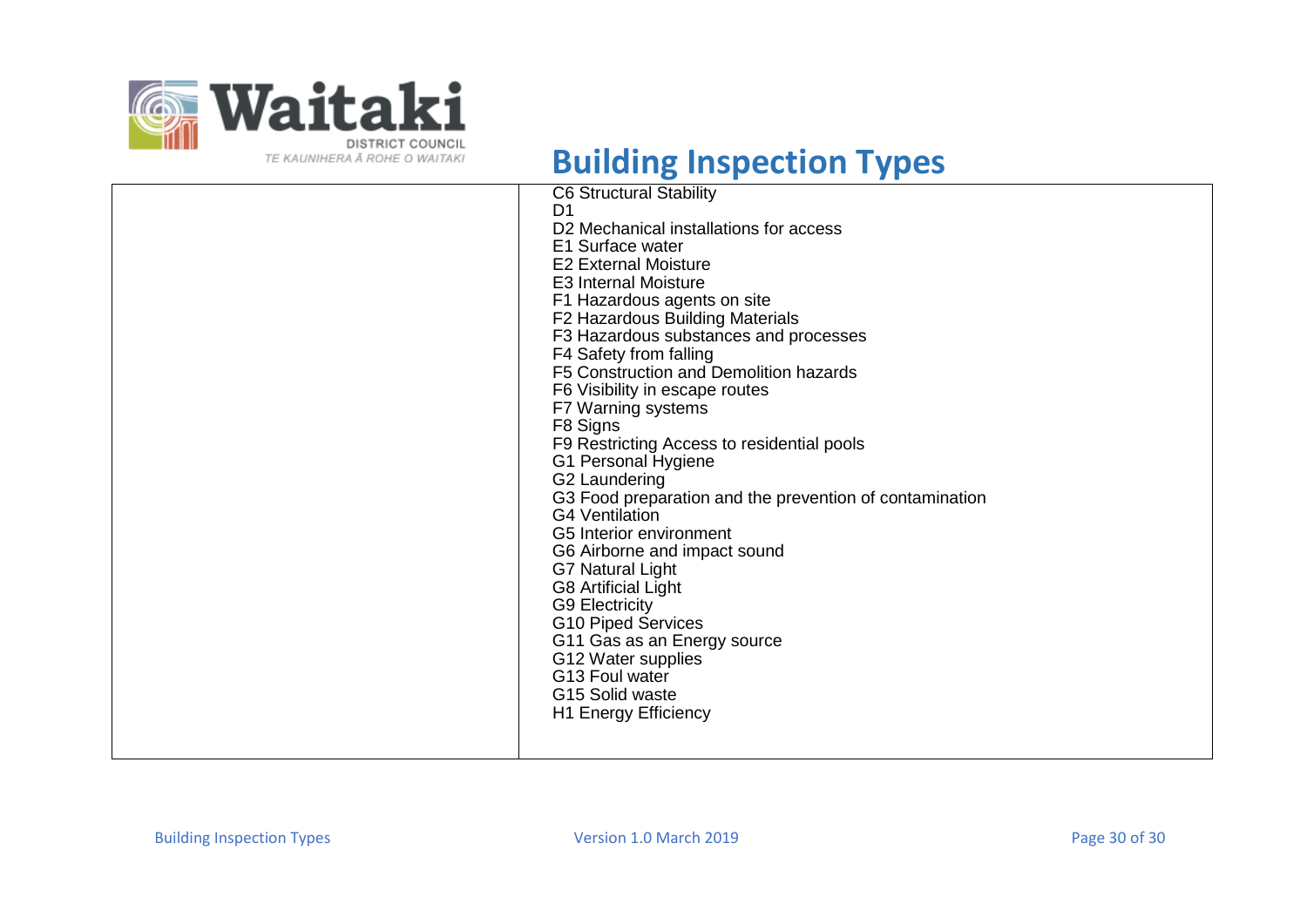# Building Inspection Types

| | |
|---|---|
| | C6 Structural Stability<br>D1<br>D2 Mechanical installations for access<br>E1 Surface water<br>E2 External Moisture<br>E3 Internal Moisture<br>F1 Hazardous agents on site<br>F2 Hazardous Building Materials<br>F3 Hazardous substances and processes<br>F4 Safety from falling<br>F5 Construction and Demolition hazards<br>F6 Visibility in escape routes<br>F7 Warning systems<br>F8 Signs<br>F9 Restricting Access to residential pools<br>G1 Personal Hygiene<br>G2 Laundering<br>G3 Food preparation and the prevention of contamination<br>G4 Ventilation<br>G5 Interior environment<br>G6 Airborne and impact sound<br>G7 Natural Light<br>G8 Artificial Light<br>G9 Electricity<br>G10 Piped Services<br>G11 Gas as an Energy source<br>G12 Water supplies<br>G13 Foul water<br>G15 Solid waste<br>H1 Energy Efficiency |